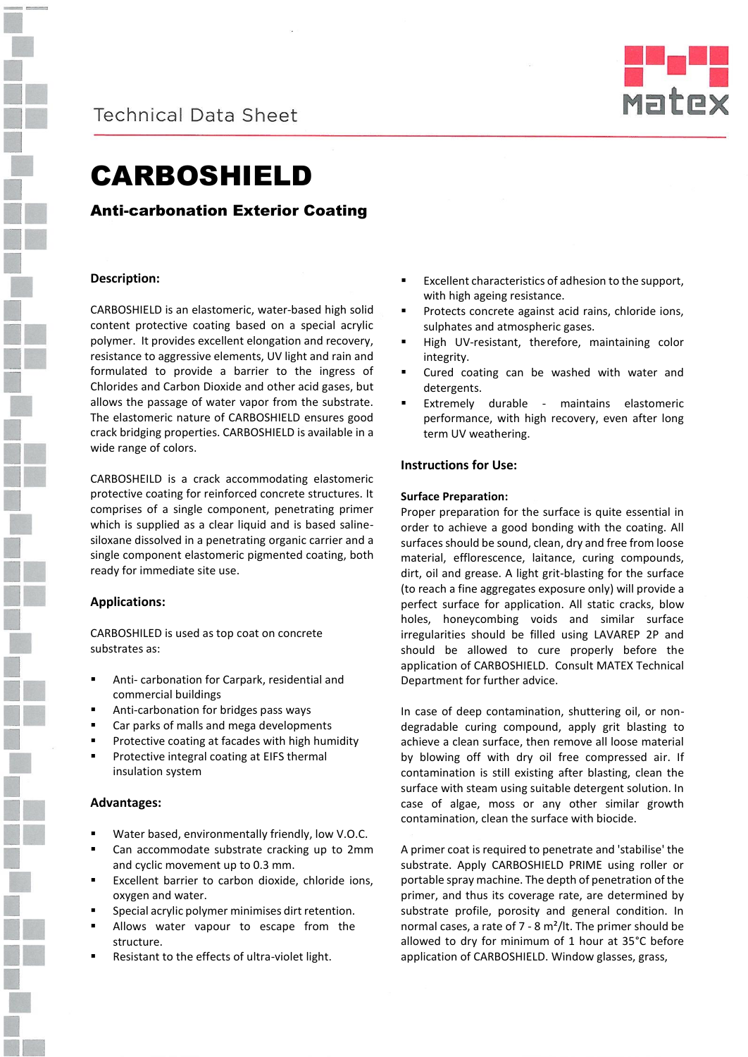Technical Data Sheet

# CARBOSHIELD

## Anti-carbonation Exterior Coating

### Description:

CARBOSHIELD is an elastomeric, water-based high solid content protective coating based on a special acrylic polymer. It provides excellent elongation and recovery, resistance to aggressive elements, UV light and rain and formulated to provide a barrier to the ingress of Chlorides and Carbon Dioxide and other acid gases, but allows the passage of water vapor from the substrate. The elastomeric nature of CARBOSHIELD ensures good crack bridging properties. CARBOSHIELD is available in a wide range of colors.

CARBOSHEILD is a crack accommodating elastomeric protective coating for reinforced concrete structures. It comprises of a single component, penetrating primer which is supplied as a clear liquid and is based saline-siloxane dissolved in a penetrating organic carrier and a single component elastomeric pigmented coating, both ready for immediate site use.

### Applications:

CARBOSHILED is used as top coat on concrete substrates as:

- Anti- carbonation for Carpark, residential and commercial buildings
- Anti-carbonation for bridges pass ways
- Car parks of malls and mega developments
- Protective coating at facades with high humidity
- Protective integral coating at EIFS thermal insulation system

### Advantages:

- Water based, environmentally friendly, low V.O.C.
- Can accommodate substrate cracking up to 2mm and cyclic movement up to 0.3 mm.
- Excellent barrier to carbon dioxide, chloride ions, oxygen and water.
- Special acrylic polymer minimises dirt retention.
- Allows water vapour to escape from the structure.
- Resistant to the effects of ultra-violet light.
- Excellent characteristics of adhesion to the support, with high ageing resistance.
- Protects concrete against acid rains, chloride ions, sulphates and atmospheric gases.
- High UV-resistant, therefore, maintaining color integrity.
- Cured coating can be washed with water and detergents.
- Extremely durable - maintains elastomeric performance, with high recovery, even after long term UV weathering.

### Instructions for Use:

#### Surface Preparation:

Proper preparation for the surface is quite essential in order to achieve a good bonding with the coating. All surfaces should be sound, clean, dry and free from loose material, efflorescence, laitance, curing compounds, dirt, oil and grease. A light grit-blasting for the surface (to reach a fine aggregates exposure only) will provide a perfect surface for application. All static cracks, blow holes, honeycombing voids and similar surface irregularities should be filled using LAVAREP 2P and should be allowed to cure properly before the application of CARBOSHIELD. Consult MATEX Technical Department for further advice.

In case of deep contamination, shuttering oil, or non-degradable curing compound, apply grit blasting to achieve a clean surface, then remove all loose material by blowing off with dry oil free compressed air. If contamination is still existing after blasting, clean the surface with steam using suitable detergent solution. In case of algae, moss or any other similar growth contamination, clean the surface with biocide.

A primer coat is required to penetrate and 'stabilise' the substrate. Apply CARBOSHIELD PRIME using roller or portable spray machine. The depth of penetration of the primer, and thus its coverage rate, are determined by substrate profile, porosity and general condition. In normal cases, a rate of 7 - 8 m²/lt. The primer should be allowed to dry for minimum of 1 hour at 35°C before application of CARBOSHIELD. Window glasses, grass,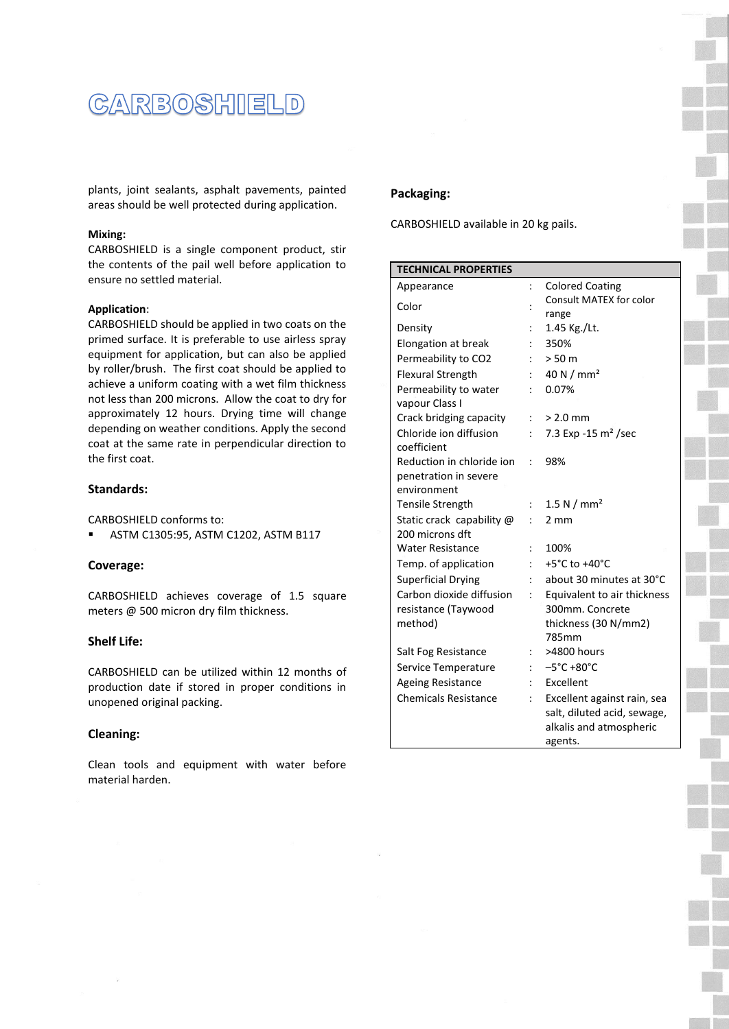# CARBOSHIELD

plants, joint sealants, asphalt pavements, painted areas should be well protected during application.

**Mixing:**
CARBOSHIELD is a single component product, stir the contents of the pail well before application to ensure no settled material.

**Application**:
CARBOSHIELD should be applied in two coats on the primed surface. It is preferable to use airless spray equipment for application, but can also be applied by roller/brush. The first coat should be applied to achieve a uniform coating with a wet film thickness not less than 200 microns. Allow the coat to dry for approximately 12 hours. Drying time will change depending on weather conditions. Apply the second coat at the same rate in perpendicular direction to the first coat.

## Standards:

CARBOSHIELD conforms to:

- ASTM C1305:95, ASTM C1202, ASTM B117

## Coverage:

CARBOSHIELD achieves coverage of 1.5 square meters @ 500 micron dry film thickness.

## Shelf Life:

CARBOSHIELD can be utilized within 12 months of production date if stored in proper conditions in unopened original packing.

## Cleaning:

Clean tools and equipment with water before material harden.

## Packaging:

CARBOSHIELD available in 20 kg pails.

| TECHNICAL PROPERTIES | | |
|---|---|---|
| Appearance | : | Colored Coating |
| Color | : | Consult MATEX for color range |
| Density | : | 1.45 Kg./Lt. |
| Elongation at break | : | 350% |
| Permeability to CO2 | : | > 50 m |
| Flexural Strength | : | 40 N / mm² |
| Permeability to water vapour Class I | : | 0.07% |
| Crack bridging capacity | : | > 2.0 mm |
| Chloride ion diffusion coefficient | : | 7.3 Exp -15 m² /sec |
| Reduction in chloride ion penetration in severe environment | : | 98% |
| Tensile Strength | : | 1.5 N / mm² |
| Static crack capability @ 200 microns dft | : | 2 mm |
| Water Resistance | : | 100% |
| Temp. of application | : | +5°C to +40°C |
| Superficial Drying | : | about 30 minutes at 30°C |
| Carbon dioxide diffusion resistance (Taywood method) | : | Equivalent to air thickness 300mm. Concrete thickness (30 N/mm2) 785mm |
| Salt Fog Resistance | : | >4800 hours |
| Service Temperature | : | –5°C +80°C |
| Ageing Resistance | : | Excellent |
| Chemicals Resistance | : | Excellent against rain, sea salt, diluted acid, sewage, alkalis and atmospheric agents. |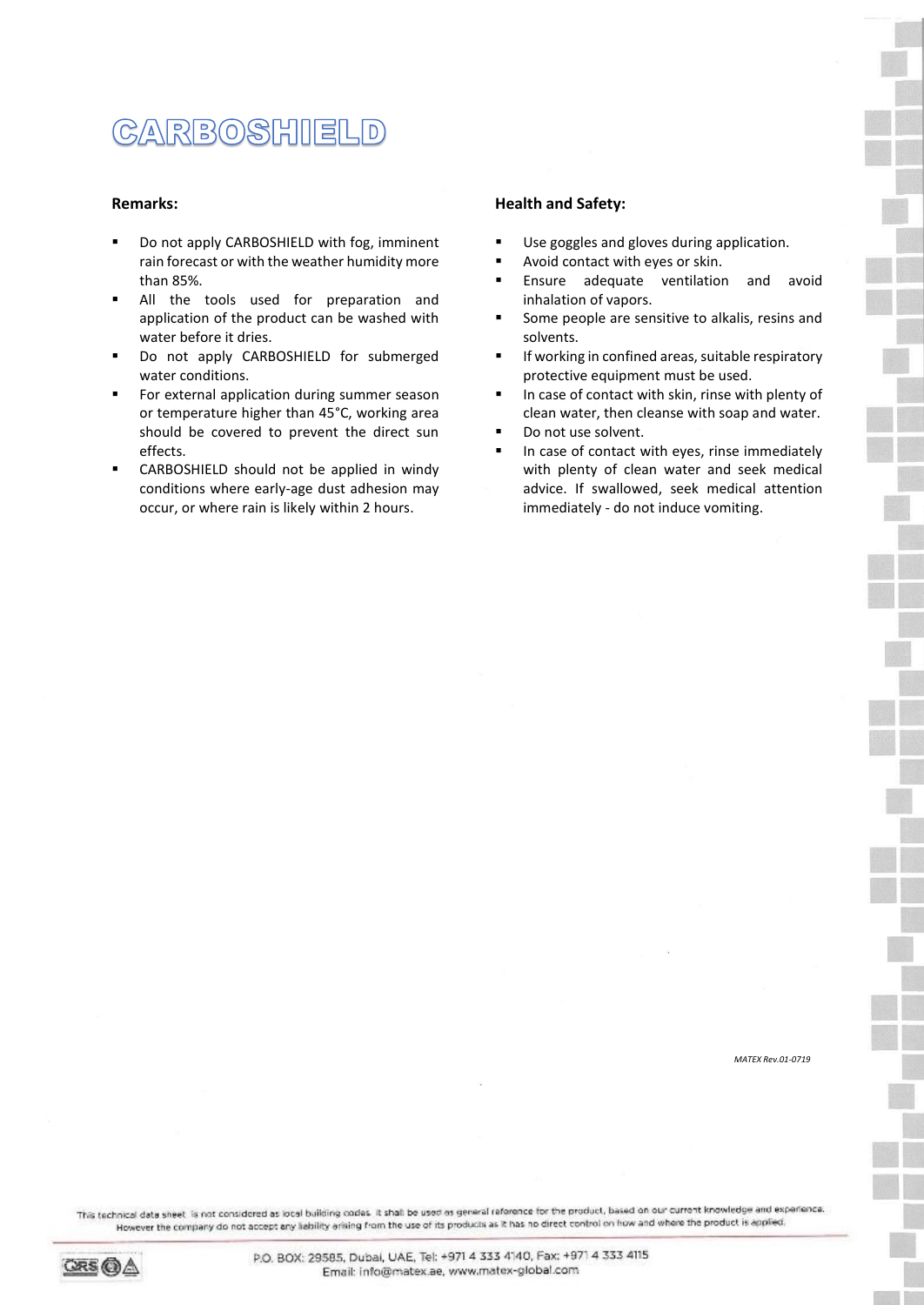# CARBOSHIELD

## Remarks:

- Do not apply CARBOSHIELD with fog, imminent rain forecast or with the weather humidity more than 85%.
- All the tools used for preparation and application of the product can be washed with water before it dries.
- Do not apply CARBOSHIELD for submerged water conditions.
- For external application during summer season or temperature higher than 45°C, working area should be covered to prevent the direct sun effects.
- CARBOSHIELD should not be applied in windy conditions where early-age dust adhesion may occur, or where rain is likely within 2 hours.

## Health and Safety:

- Use goggles and gloves during application.
- Avoid contact with eyes or skin.
- Ensure adequate ventilation and avoid inhalation of vapors.
- Some people are sensitive to alkalis, resins and solvents.
- If working in confined areas, suitable respiratory protective equipment must be used.
- In case of contact with skin, rinse with plenty of clean water, then cleanse with soap and water.
- Do not use solvent.
- In case of contact with eyes, rinse immediately with plenty of clean water and seek medical advice. If swallowed, seek medical attention immediately - do not induce vomiting.

*MATEX Rev.01-0719*

This technical data sheet is not considered as local building codes. It shall be used as general reference for the product, based on our current knowledge and experience. However the company do not accept any liability arising from the use of its products as it has no direct control on how and where the product is applied.

P.O. BOX: 29585, Dubai, UAE, Tel: +971 4 333 4140, Fax: +971 4 333 4115
Email: info@matex.ae, www.matex-global.com